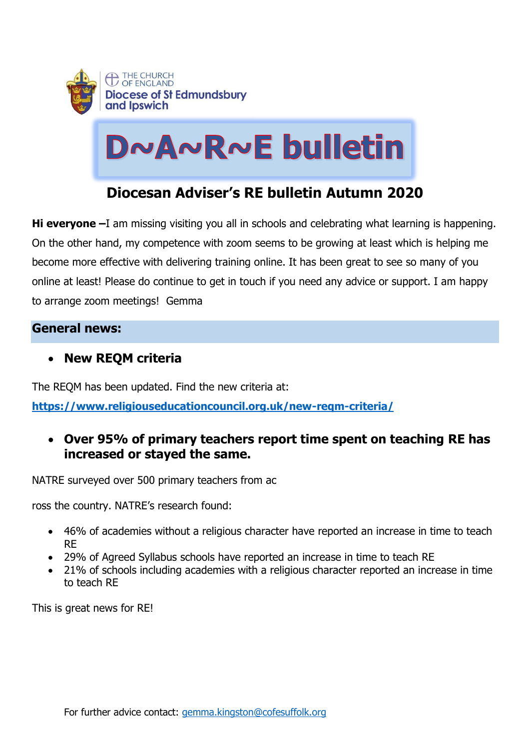THE CHURCH OF ENGLAND
Diocese of St Edmundsbury and Ipswich

# D~A~R~E bulletin

## Diocesan Adviser's RE bulletin Autumn 2020

**Hi everyone –**I am missing visiting you all in schools and celebrating what learning is happening. On the other hand, my competence with zoom seems to be growing at least which is helping me become more effective with delivering training online. It has been great to see so many of you online at least! Please do continue to get in touch if you need any advice or support. I am happy to arrange zoom meetings! Gemma

## General news:

- **New REQM criteria**

The REQM has been updated. Find the new criteria at:

**https://www.religiouseducationcouncil.org.uk/new-reqm-criteria/**

- **Over 95% of primary teachers report time spent on teaching RE has increased or stayed the same.**

NATRE surveyed over 500 primary teachers from ac

ross the country. NATRE's research found:

- 46% of academies without a religious character have reported an increase in time to teach RE
- 29% of Agreed Syllabus schools have reported an increase in time to teach RE
- 21% of schools including academies with a religious character reported an increase in time to teach RE

This is great news for RE!

For further advice contact: gemma.kingston@cofesuffolk.org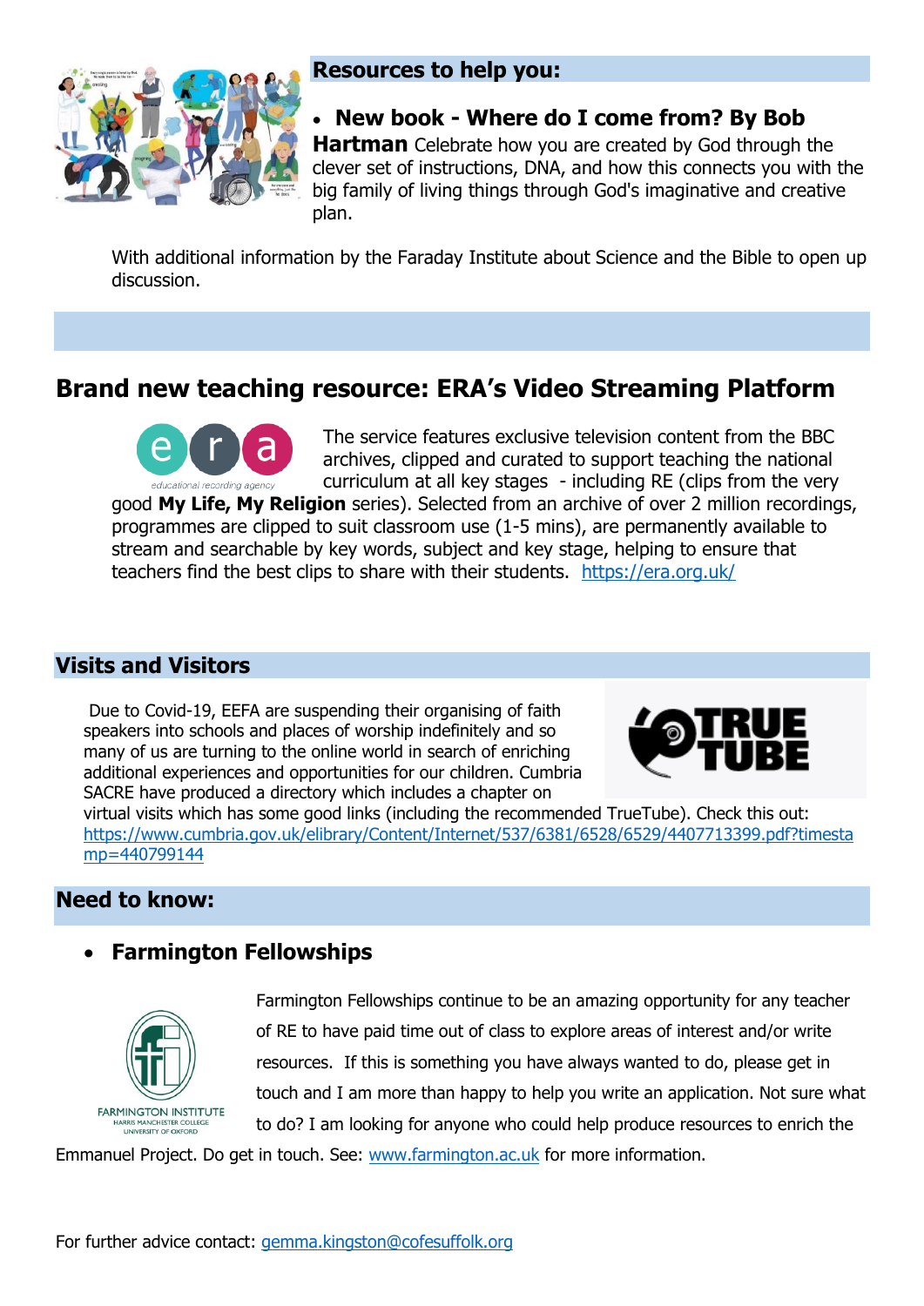## Resources to help you:

- **New book - Where do I come from? By Bob Hartman** Celebrate how you are created by God through the clever set of instructions, DNA, and how this connects you with the big family of living things through God's imaginative and creative plan.

With additional information by the Faraday Institute about Science and the Bible to open up discussion.

## Brand new teaching resource: ERA's Video Streaming Platform

The service features exclusive television content from the BBC archives, clipped and curated to support teaching the national curriculum at all key stages - including RE (clips from the very good **My Life, My Religion** series). Selected from an archive of over 2 million recordings, programmes are clipped to suit classroom use (1-5 mins), are permanently available to stream and searchable by key words, subject and key stage, helping to ensure that teachers find the best clips to share with their students. https://era.org.uk/

## Visits and Visitors

Due to Covid-19, EEFA are suspending their organising of faith speakers into schools and places of worship indefinitely and so many of us are turning to the online world in search of enriching additional experiences and opportunities for our children. Cumbria SACRE have produced a directory which includes a chapter on virtual visits which has some good links (including the recommended TrueTube). Check this out: https://www.cumbria.gov.uk/elibrary/Content/Internet/537/6381/6528/6529/4407713399.pdf?timestamp=440799144

## Need to know:

- **Farmington Fellowships**

Farmington Fellowships continue to be an amazing opportunity for any teacher of RE to have paid time out of class to explore areas of interest and/or write resources. If this is something you have always wanted to do, please get in touch and I am more than happy to help you write an application. Not sure what to do? I am looking for anyone who could help produce resources to enrich the Emmanuel Project. Do get in touch. See: www.farmington.ac.uk for more information.

For further advice contact: gemma.kingston@cofesuffolk.org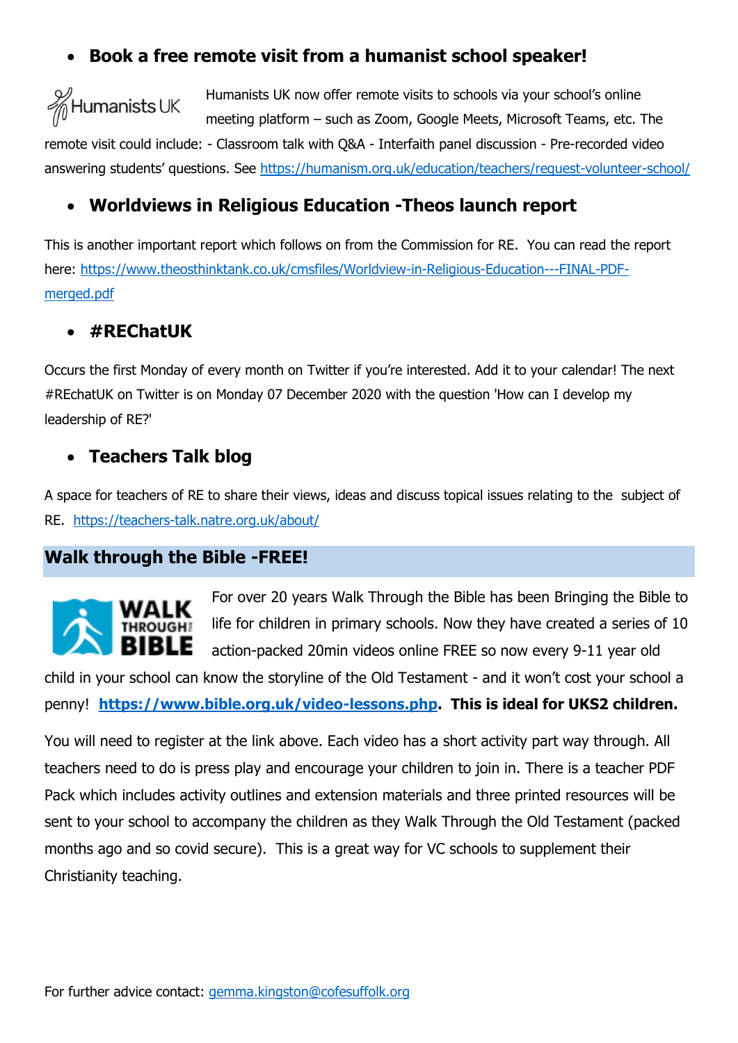- **Book a free remote visit from a humanist school speaker!**

Humanists UK now offer remote visits to schools via your school's online meeting platform – such as Zoom, Google Meets, Microsoft Teams, etc. The remote visit could include: - Classroom talk with Q&A - Interfaith panel discussion - Pre-recorded video answering students' questions. See https://humanism.org.uk/education/teachers/request-volunteer-school/

- **Worldviews in Religious Education -Theos launch report**

This is another important report which follows on from the Commission for RE. You can read the report here: https://www.theosthinktank.co.uk/cmsfiles/Worldview-in-Religious-Education---FINAL-PDF-merged.pdf

- **#REChatUK**

Occurs the first Monday of every month on Twitter if you're interested. Add it to your calendar! The next #REchatUK on Twitter is on Monday 07 December 2020 with the question 'How can I develop my leadership of RE?'

- **Teachers Talk blog**

A space for teachers of RE to share their views, ideas and discuss topical issues relating to the subject of RE. https://teachers-talk.natre.org.uk/about/

## Walk through the Bible -FREE!

For over 20 years Walk Through the Bible has been Bringing the Bible to life for children in primary schools. Now they have created a series of 10 action-packed 20min videos online FREE so now every 9-11 year old child in your school can know the storyline of the Old Testament - and it won't cost your school a penny! **https://www.bible.org.uk/video-lessons.php. This is ideal for UKS2 children.**

You will need to register at the link above. Each video has a short activity part way through. All teachers need to do is press play and encourage your children to join in. There is a teacher PDF Pack which includes activity outlines and extension materials and three printed resources will be sent to your school to accompany the children as they Walk Through the Old Testament (packed months ago and so covid secure). This is a great way for VC schools to supplement their Christianity teaching.

For further advice contact: gemma.kingston@cofesuffolk.org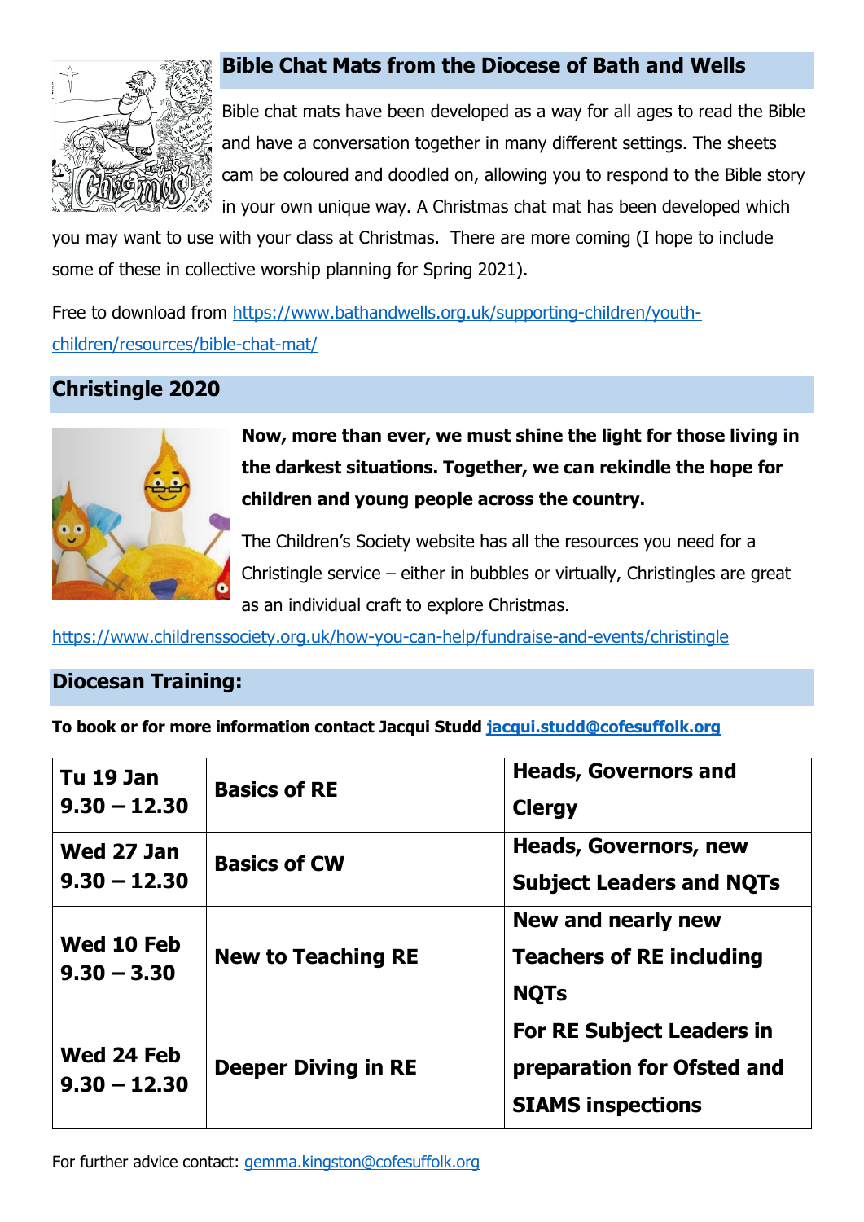## Bible Chat Mats from the Diocese of Bath and Wells

Bible chat mats have been developed as a way for all ages to read the Bible and have a conversation together in many different settings. The sheets cam be coloured and doodled on, allowing you to respond to the Bible story in your own unique way. A Christmas chat mat has been developed which you may want to use with your class at Christmas. There are more coming (I hope to include some of these in collective worship planning for Spring 2021).

Free to download from https://www.bathandwells.org.uk/supporting-children/youth-children/resources/bible-chat-mat/

## Christingle 2020

**Now, more than ever, we must shine the light for those living in the darkest situations. Together, we can rekindle the hope for children and young people across the country.**

The Children's Society website has all the resources you need for a Christingle service – either in bubbles or virtually, Christingles are great as an individual craft to explore Christmas.

https://www.childrenssociety.org.uk/how-you-can-help/fundraise-and-events/christingle

## Diocesan Training:

**To book or for more information contact Jacqui Studd jacqui.studd@cofesuffolk.org**

| | | |
|---|---|---|
| **Tu 19 Jan 9.30 – 12.30** | **Basics of RE** | **Heads, Governors and Clergy** |
| **Wed 27 Jan 9.30 – 12.30** | **Basics of CW** | **Heads, Governors, new Subject Leaders and NQTs** |
| **Wed 10 Feb 9.30 – 3.30** | **New to Teaching RE** | **New and nearly new Teachers of RE including NQTs** |
| **Wed 24 Feb 9.30 – 12.30** | **Deeper Diving in RE** | **For RE Subject Leaders in preparation for Ofsted and SIAMS inspections** |

For further advice contact: gemma.kingston@cofesuffolk.org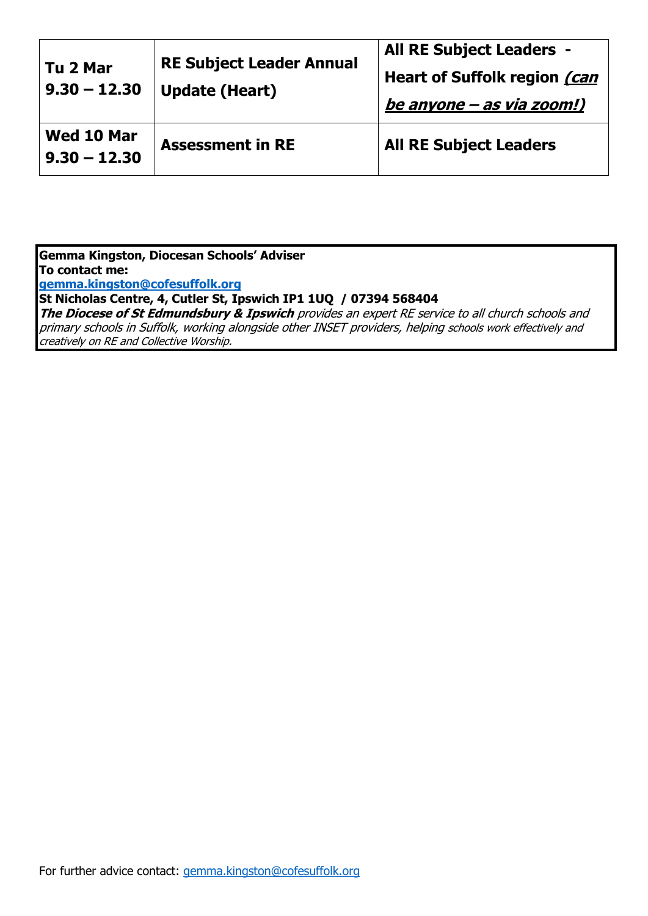| | | |
|---|---|---|
| **Tu 2 Mar 9.30 – 12.30** | **RE Subject Leader Annual Update (Heart)** | **All RE Subject Leaders - Heart of Suffolk region *(can be anyone – as via zoom!)*** |
| **Wed 10 Mar 9.30 – 12.30** | **Assessment in RE** | **All RE Subject Leaders** |

**Gemma Kingston, Diocesan Schools' Adviser**
**To contact me:**
**gemma.kingston@cofesuffolk.org**
**St Nicholas Centre, 4, Cutler St, Ipswich IP1 1UQ / 07394 568404**
***The Diocese of St Edmundsbury & Ipswich*** *provides an expert RE service to all church schools and primary schools in Suffolk, working alongside other INSET providers, helping schools work effectively and creatively on RE and Collective Worship.*

For further advice contact: gemma.kingston@cofesuffolk.org